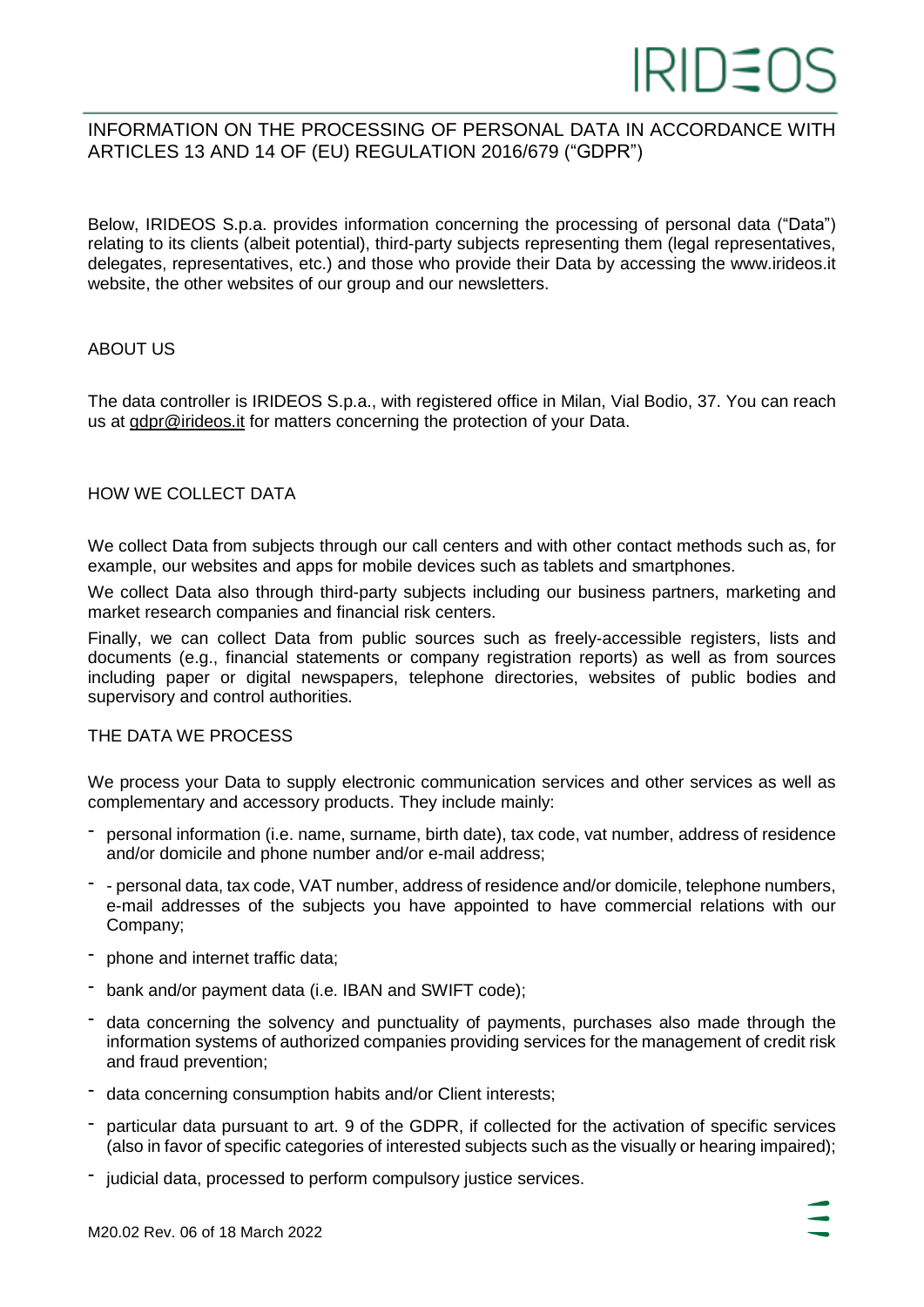# INFORMATION ON THE PROCESSING OF PERSONAL DATA IN ACCORDANCE WITH ARTICLES 13 AND 14 OF (EU) REGULATION 2016/679 ("GDPR")

Below, IRIDEOS S.p.a. provides information concerning the processing of personal data ("Data") relating to its clients (albeit potential), third-party subjects representing them (legal representatives, delegates, representatives, etc.) and those who provide their Data by accessing the www.irideos.it website, the other websites of our group and our newsletters.

## ABOUT US

The data controller is IRIDEOS S.p.a., with registered office in Milan, Vial Bodio, 37. You can reach us at gdpr@irideos.it for matters concerning the protection of your Data.

## HOW WE COLLECT DATA

We collect Data from subjects through our call centers and with other contact methods such as, for example, our websites and apps for mobile devices such as tablets and smartphones.

We collect Data also through third-party subjects including our business partners, marketing and market research companies and financial risk centers.

Finally, we can collect Data from public sources such as freely-accessible registers, lists and documents (e.g., financial statements or company registration reports) as well as from sources including paper or digital newspapers, telephone directories, websites of public bodies and supervisory and control authorities.

## THE DATA WE PROCESS

We process your Data to supply electronic communication services and other services as well as complementary and accessory products. They include mainly:

- personal information (i.e. name, surname, birth date), tax code, vat number, address of residence and/or domicile and phone number and/or e-mail address;
- - personal data, tax code, VAT number, address of residence and/or domicile, telephone numbers, e-mail addresses of the subjects you have appointed to have commercial relations with our Company;
- phone and internet traffic data;
- bank and/or payment data (i.e. IBAN and SWIFT code);
- data concerning the solvency and punctuality of payments, purchases also made through the information systems of authorized companies providing services for the management of credit risk and fraud prevention;
- data concerning consumption habits and/or Client interests;
- particular data pursuant to art. 9 of the GDPR, if collected for the activation of specific services (also in favor of specific categories of interested subjects such as the visually or hearing impaired);
- judicial data, processed to perform compulsory justice services.

M20.02 Rev. 06 of 18 March 2022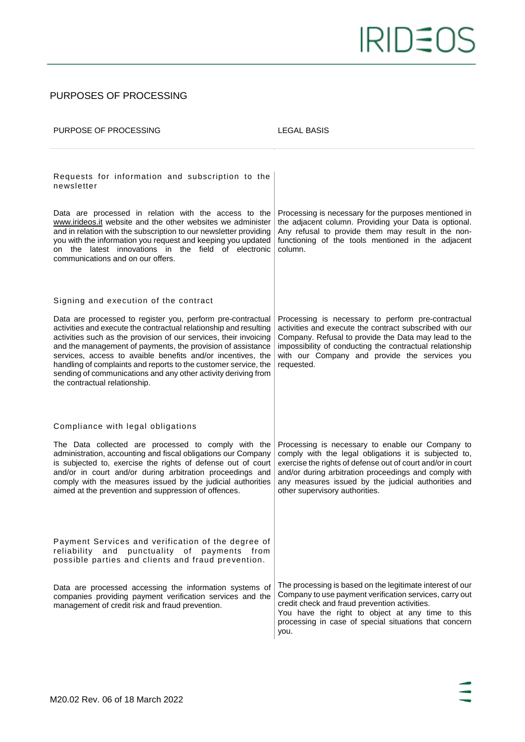## PURPOSES OF PROCESSING

| PURPOSE OF PROCESSING | LEGAL BASIS |
|---|---|
| **Requests for information and subscription to the newsletter** | |
| Data are processed in relation with the access to the www.irideos.it website and the other websites we administer and in relation with the subscription to our newsletter providing you with the information you request and keeping you updated on the latest innovations in the field of electronic communications and on our offers. | Processing is necessary for the purposes mentioned in the adjacent column. Providing your Data is optional. Any refusal to provide them may result in the non-functioning of the tools mentioned in the adjacent column. |
| **Signing and execution of the contract** | |
| Data are processed to register you, perform pre-contractual activities and execute the contractual relationship and resulting activities such as the provision of our services, their invoicing and the management of payments, the provision of assistance services, access to avaible benefits and/or incentives, the handling of complaints and reports to the customer service, the sending of communications and any other activity deriving from the contractual relationship. | Processing is necessary to perform pre-contractual activities and execute the contract subscribed with our Company. Refusal to provide the Data may lead to the impossibility of conducting the contractual relationship with our Company and provide the services you requested. |
| **Compliance with legal obligations** | |
| The Data collected are processed to comply with the administration, accounting and fiscal obligations our Company is subjected to, exercise the rights of defense out of court and/or in court and/or during arbitration proceedings and comply with the measures issued by the judicial authorities aimed at the prevention and suppression of offences. | Processing is necessary to enable our Company to comply with the legal obligations it is subjected to, exercise the rights of defense out of court and/or in court and/or during arbitration proceedings and comply with any measures issued by the judicial authorities and other supervisory authorities. |
| **Payment Services and verification of the degree of reliability and punctuality of payments from possible parties and clients and fraud prevention.** | |
| Data are processed accessing the information systems of companies providing payment verification services and the management of credit risk and fraud prevention. | The processing is based on the legitimate interest of our Company to use payment verification services, carry out credit check and fraud prevention activities. You have the right to object at any time to this processing in case of special situations that concern you. |

M20.02 Rev. 06 of 18 March 2022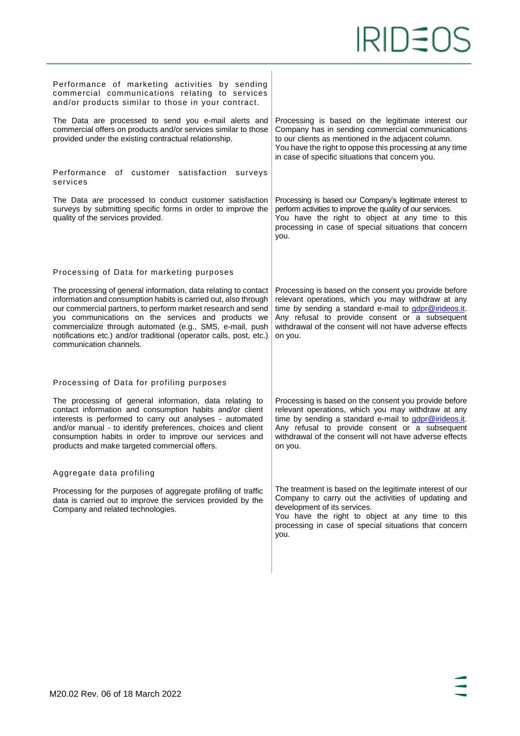| | |
|---|---|
| Performance of marketing activities by sending commercial communications relating to services and/or products similar to those in your contract. | |
| The Data are processed to send you e-mail alerts and commercial offers on products and/or services similar to those provided under the existing contractual relationship. | Processing is based on the legitimate interest our Company has in sending commercial communications to our clients as mentioned in the adjacent column. You have the right to oppose this processing at any time in case of specific situations that concern you. |
| Performance of customer satisfaction surveys services | |
| The Data are processed to conduct customer satisfaction surveys by submitting specific forms in order to improve the quality of the services provided. | Processing is based our Company's legitimate interest to perform activities to improve the quality of our services. You have the right to object at any time to this processing in case of special situations that concern you. |
| Processing of Data for marketing purposes | |
| The processing of general information, data relating to contact information and consumption habits is carried out, also through our commercial partners, to perform market research and send you communications on the services and products we commercialize through automated (e.g., SMS, e-mail, push notifications etc.) and/or traditional (operator calls, post, etc.) communication channels. | Processing is based on the consent you provide before relevant operations, which you may withdraw at any time by sending a standard e-mail to gdpr@irideos.it. Any refusal to provide consent or a subsequent withdrawal of the consent will not have adverse effects on you. |
| Processing of Data for profiling purposes | |
| The processing of general information, data relating to contact information and consumption habits and/or client interests is performed to carry out analyses - automated and/or manual - to identify preferences, choices and client consumption habits in order to improve our services and products and make targeted commercial offers. | Processing is based on the consent you provide before relevant operations, which you may withdraw at any time by sending a standard e-mail to gdpr@irideos.it. Any refusal to provide consent or a subsequent withdrawal of the consent will not have adverse effects on you. |
| Aggregate data profiling | |
| Processing for the purposes of aggregate profiling of traffic data is carried out to improve the services provided by the Company and related technologies. | The treatment is based on the legitimate interest of our Company to carry out the activities of updating and development of its services. You have the right to object at any time to this processing in case of special situations that concern you. |

M20.02 Rev. 06 of 18 March 2022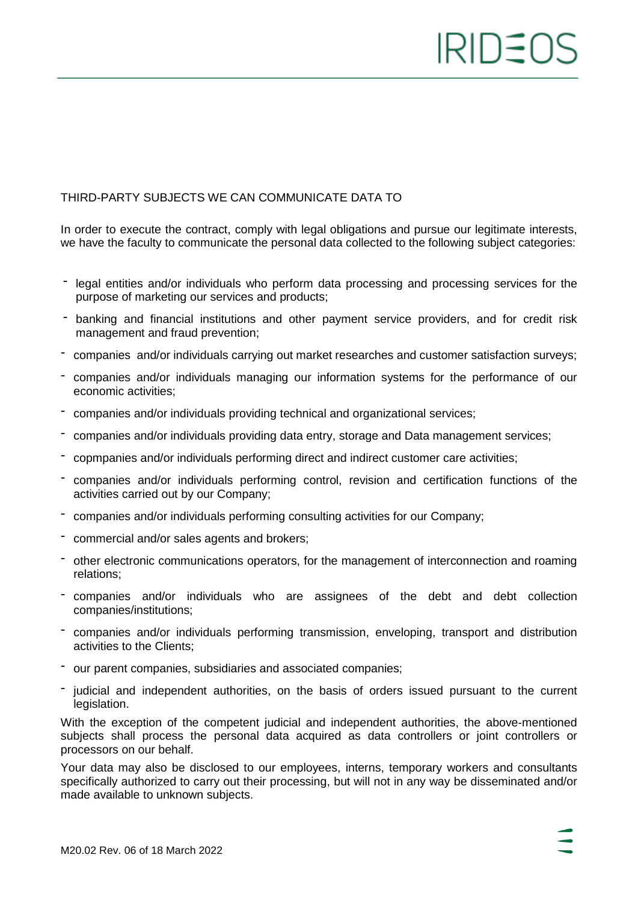## THIRD-PARTY SUBJECTS WE CAN COMMUNICATE DATA TO

In order to execute the contract, comply with legal obligations and pursue our legitimate interests, we have the faculty to communicate the personal data collected to the following subject categories:

- legal entities and/or individuals who perform data processing and processing services for the purpose of marketing our services and products;
- banking and financial institutions and other payment service providers, and for credit risk management and fraud prevention;
- companies and/or individuals carrying out market researches and customer satisfaction surveys;
- companies and/or individuals managing our information systems for the performance of our economic activities;
- companies and/or individuals providing technical and organizational services;
- companies and/or individuals providing data entry, storage and Data management services;
- copmpanies and/or individuals performing direct and indirect customer care activities;
- companies and/or individuals performing control, revision and certification functions of the activities carried out by our Company;
- companies and/or individuals performing consulting activities for our Company;
- commercial and/or sales agents and brokers;
- other electronic communications operators, for the management of interconnection and roaming relations;
- companies and/or individuals who are assignees of the debt and debt collection companies/institutions;
- companies and/or individuals performing transmission, enveloping, transport and distribution activities to the Clients;
- our parent companies, subsidiaries and associated companies;
- judicial and independent authorities, on the basis of orders issued pursuant to the current legislation.

With the exception of the competent judicial and independent authorities, the above-mentioned subjects shall process the personal data acquired as data controllers or joint controllers or processors on our behalf.

Your data may also be disclosed to our employees, interns, temporary workers and consultants specifically authorized to carry out their processing, but will not in any way be disseminated and/or made available to unknown subjects.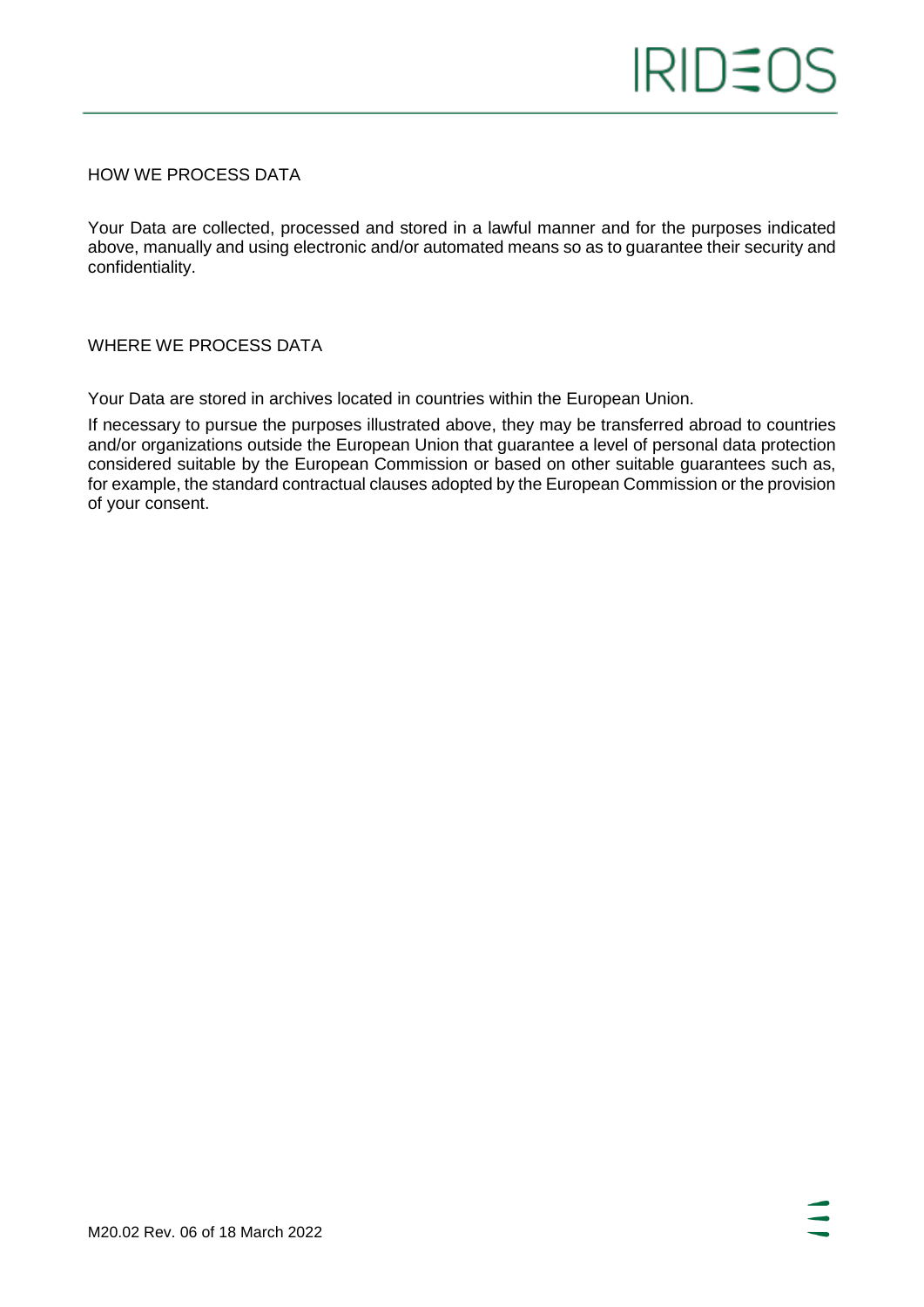## HOW WE PROCESS DATA

Your Data are collected, processed and stored in a lawful manner and for the purposes indicated above, manually and using electronic and/or automated means so as to guarantee their security and confidentiality.

## WHERE WE PROCESS DATA

Your Data are stored in archives located in countries within the European Union.

If necessary to pursue the purposes illustrated above, they may be transferred abroad to countries and/or organizations outside the European Union that guarantee a level of personal data protection considered suitable by the European Commission or based on other suitable guarantees such as, for example, the standard contractual clauses adopted by the European Commission or the provision of your consent.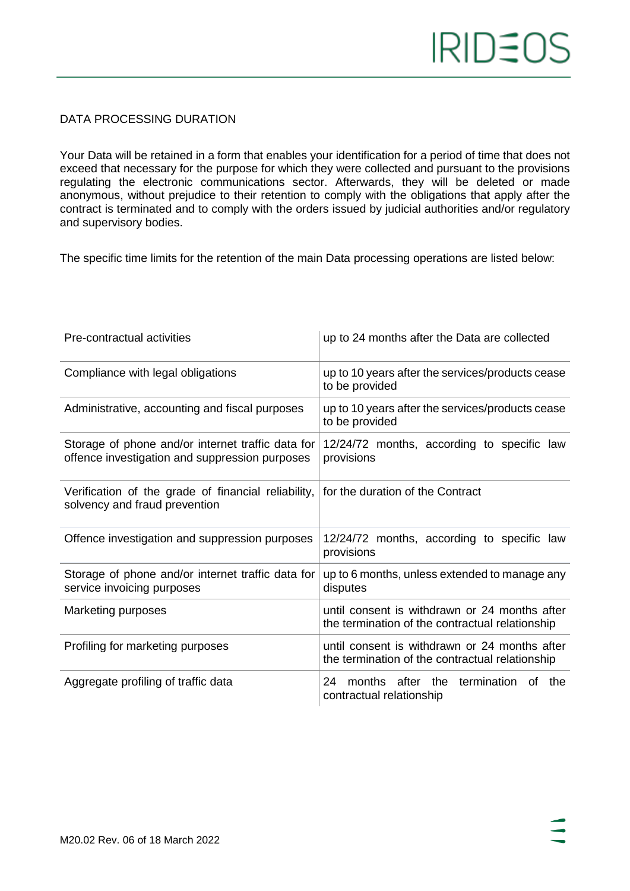## DATA PROCESSING DURATION

Your Data will be retained in a form that enables your identification for a period of time that does not exceed that necessary for the purpose for which they were collected and pursuant to the provisions regulating the electronic communications sector. Afterwards, they will be deleted or made anonymous, without prejudice to their retention to comply with the obligations that apply after the contract is terminated and to comply with the orders issued by judicial authorities and/or regulatory and supervisory bodies.

The specific time limits for the retention of the main Data processing operations are listed below:

| | |
|---|---|
| Pre-contractual activities | up to 24 months after the Data are collected |
| Compliance with legal obligations | up to 10 years after the services/products cease to be provided |
| Administrative, accounting and fiscal purposes | up to 10 years after the services/products cease to be provided |
| Storage of phone and/or internet traffic data for offence investigation and suppression purposes | 12/24/72 months, according to specific law provisions |
| Verification of the grade of financial reliability, solvency and fraud prevention | for the duration of the Contract |
| Offence investigation and suppression purposes | 12/24/72 months, according to specific law provisions |
| Storage of phone and/or internet traffic data for service invoicing purposes | up to 6 months, unless extended to manage any disputes |
| Marketing purposes | until consent is withdrawn or 24 months after the termination of the contractual relationship |
| Profiling for marketing purposes | until consent is withdrawn or 24 months after the termination of the contractual relationship |
| Aggregate profiling of traffic data | 24 months after the termination of the contractual relationship |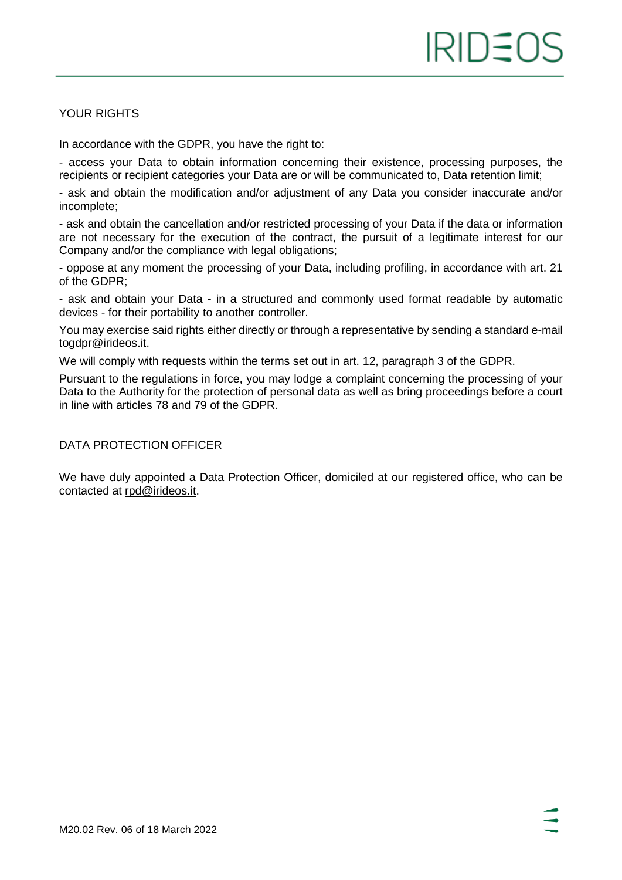## YOUR RIGHTS

In accordance with the GDPR, you have the right to:

- access your Data to obtain information concerning their existence, processing purposes, the recipients or recipient categories your Data are or will be communicated to, Data retention limit;
- ask and obtain the modification and/or adjustment of any Data you consider inaccurate and/or incomplete;
- ask and obtain the cancellation and/or restricted processing of your Data if the data or information are not necessary for the execution of the contract, the pursuit of a legitimate interest for our Company and/or the compliance with legal obligations;
- oppose at any moment the processing of your Data, including profiling, in accordance with art. 21 of the GDPR;
- ask and obtain your Data - in a structured and commonly used format readable by automatic devices - for their portability to another controller.

You may exercise said rights either directly or through a representative by sending a standard e-mail togdpr@irideos.it.

We will comply with requests within the terms set out in art. 12, paragraph 3 of the GDPR.

Pursuant to the regulations in force, you may lodge a complaint concerning the processing of your Data to the Authority for the protection of personal data as well as bring proceedings before a court in line with articles 78 and 79 of the GDPR.

## DATA PROTECTION OFFICER

We have duly appointed a Data Protection Officer, domiciled at our registered office, who can be contacted at rpd@irideos.it.